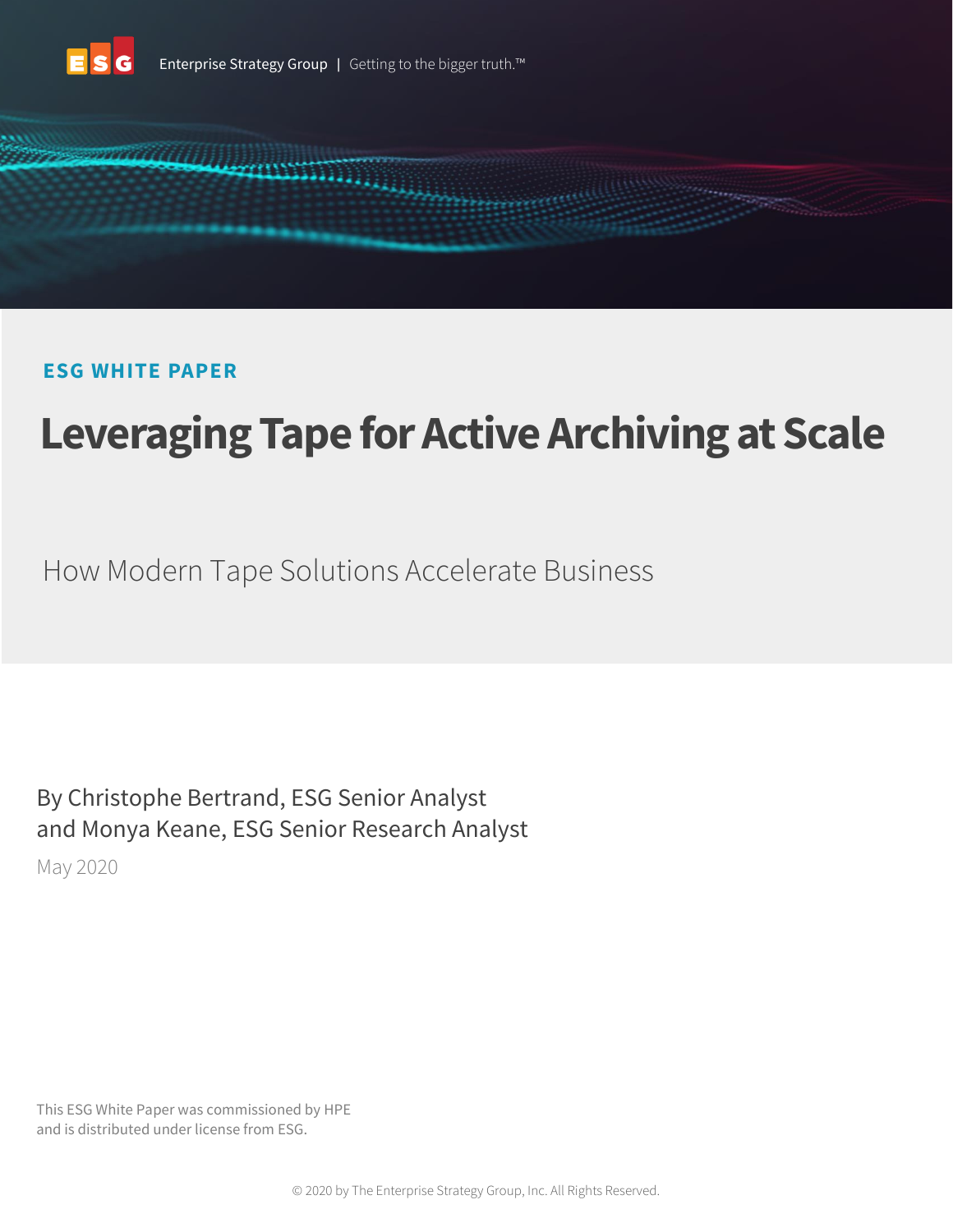Enterprise Strategy Group | Getting to the bigger truth.™

**ESG WHITE PAPER**

# Leveraging Tape for Active Archiving at Scale

## How Modern Tape Solutions Accelerate Business

By Christophe Bertrand, ESG Senior Analyst
and Monya Keane, ESG Senior Research Analyst

May 2020

This ESG White Paper was commissioned by HPE
and is distributed under license from ESG.

© 2020 by The Enterprise Strategy Group, Inc. All Rights Reserved.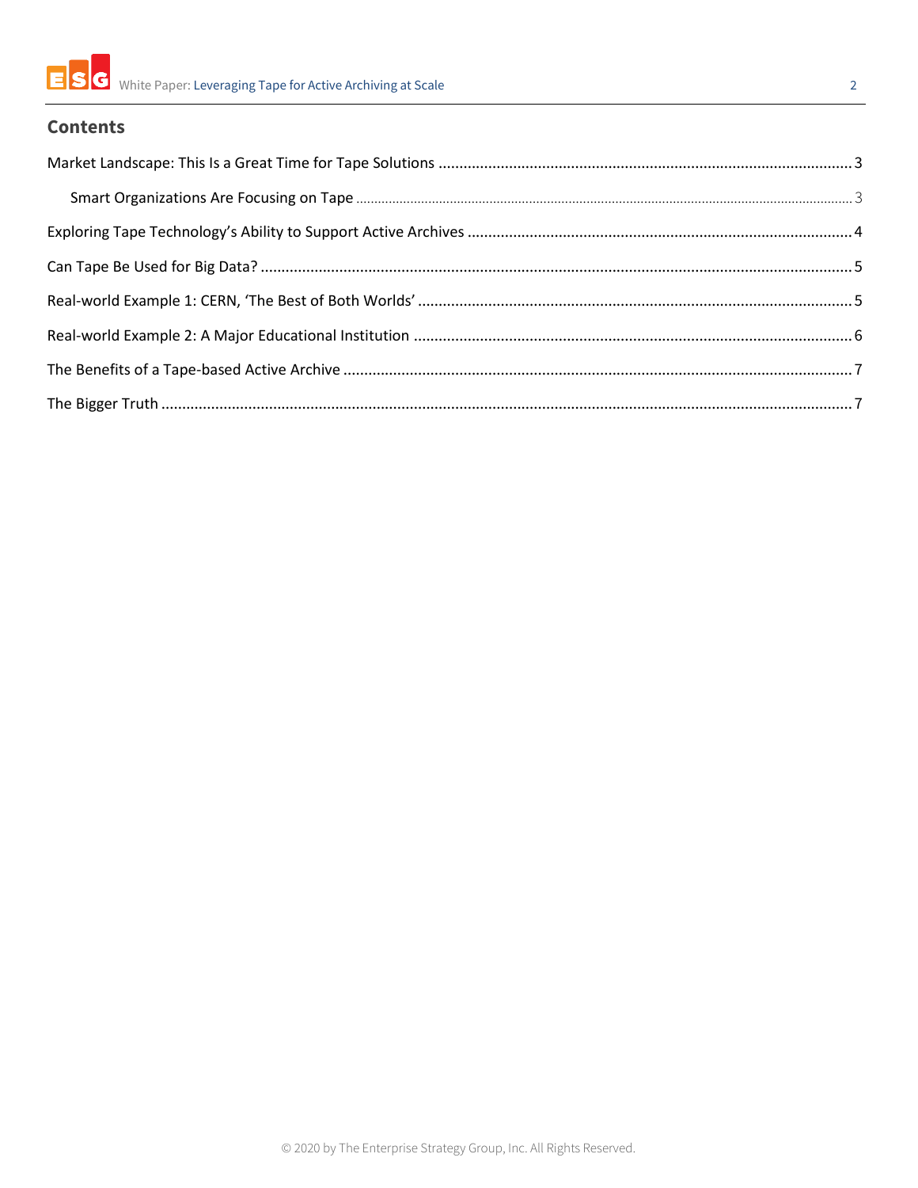## Contents

Market Landscape: This Is a Great Time for Tape Solutions ........ 3

- Smart Organizations Are Focusing on Tape ........ 3

Exploring Tape Technology's Ability to Support Active Archives ........ 4

Can Tape Be Used for Big Data? ........ 5

Real-world Example 1: CERN, 'The Best of Both Worlds' ........ 5

Real-world Example 2: A Major Educational Institution ........ 6

The Benefits of a Tape-based Active Archive ........ 7

The Bigger Truth ........ 7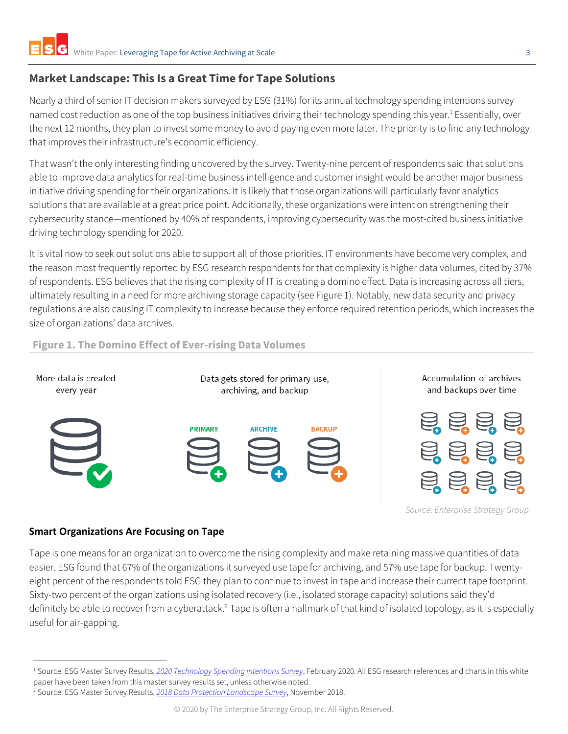## Market Landscape: This Is a Great Time for Tape Solutions

Nearly a third of senior IT decision makers surveyed by ESG (31%) for its annual technology spending intentions survey named cost reduction as one of the top business initiatives driving their technology spending this year.[1] Essentially, over the next 12 months, they plan to invest some money to avoid paying even more later. The priority is to find any technology that improves their infrastructure's economic efficiency.

That wasn't the only interesting finding uncovered by the survey. Twenty-nine percent of respondents said that solutions able to improve data analytics for real-time business intelligence and customer insight would be another major business initiative driving spending for their organizations. It is likely that those organizations will particularly favor analytics solutions that are available at a great price point. Additionally, these organizations were intent on strengthening their cybersecurity stance—mentioned by 40% of respondents, improving cybersecurity was the most-cited business initiative driving technology spending for 2020.

It is vital now to seek out solutions able to support all of those priorities. IT environments have become very complex, and the reason most frequently reported by ESG research respondents for that complexity is higher data volumes, cited by 37% of respondents. ESG believes that the rising complexity of IT is creating a domino effect. Data is increasing across all tiers, ultimately resulting in a need for more archiving storage capacity (see Figure 1). Notably, new data security and privacy regulations are also causing IT complexity to increase because they enforce required retention periods, which increases the size of organizations' data archives.

**Figure 1. The Domino Effect of Ever-rising Data Volumes**

More data is created every year

Data gets stored for primary use, archiving, and backup

PRIMARY ARCHIVE BACKUP

Accumulation of archives and backups over time

*Source: Enterprise Strategy Group*

### Smart Organizations Are Focusing on Tape

Tape is one means for an organization to overcome the rising complexity and make retaining massive quantities of data easier. ESG found that 67% of the organizations it surveyed use tape for archiving, and 57% use tape for backup. Twenty-eight percent of the respondents told ESG they plan to continue to invest in tape and increase their current tape footprint. Sixty-two percent of the organizations using isolated recovery (i.e., isolated storage capacity) solutions said they'd definitely be able to recover from a cyberattack.[2] Tape is often a hallmark of that kind of isolated topology, as it is especially useful for air-gapping.

---

[1] Source: ESG Master Survey Results, *2020 Technology Spending intentions Survey*, February 2020. All ESG research references and charts in this white paper have been taken from this master survey results set, unless otherwise noted.

[2] Source: ESG Master Survey Results, *2018 Data Protection Landscape Survey*, November 2018.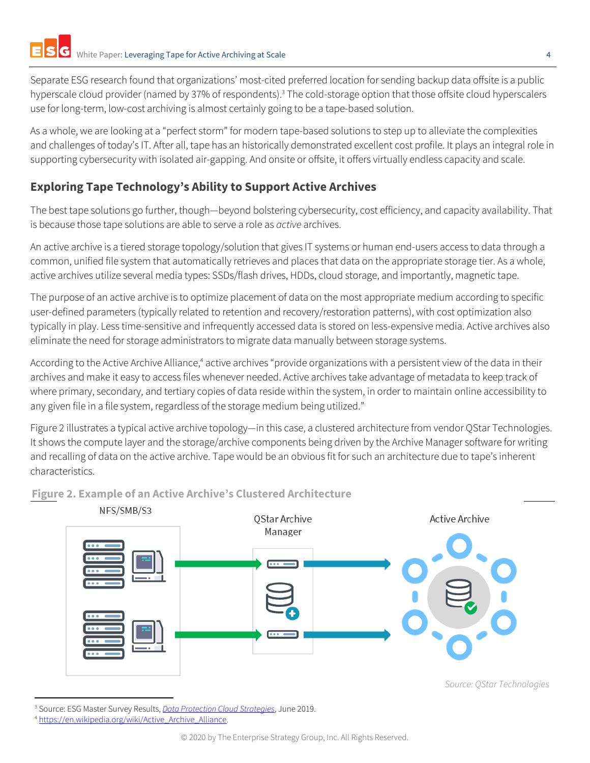Separate ESG research found that organizations' most-cited preferred location for sending backup data offsite is a public hyperscale cloud provider (named by 37% of respondents).[3] The cold-storage option that those offsite cloud hyperscalers use for long-term, low-cost archiving is almost certainly going to be a tape-based solution.

As a whole, we are looking at a "perfect storm" for modern tape-based solutions to step up to alleviate the complexities and challenges of today's IT. After all, tape has an historically demonstrated excellent cost profile. It plays an integral role in supporting cybersecurity with isolated air-gapping. And onsite or offsite, it offers virtually endless capacity and scale.

## Exploring Tape Technology's Ability to Support Active Archives

The best tape solutions go further, though—beyond bolstering cybersecurity, cost efficiency, and capacity availability. That is because those tape solutions are able to serve a role as *active* archives.

An active archive is a tiered storage topology/solution that gives IT systems or human end-users access to data through a common, unified file system that automatically retrieves and places that data on the appropriate storage tier. As a whole, active archives utilize several media types: SSDs/flash drives, HDDs, cloud storage, and importantly, magnetic tape.

The purpose of an active archive is to optimize placement of data on the most appropriate medium according to specific user-defined parameters (typically related to retention and recovery/restoration patterns), with cost optimization also typically in play. Less time-sensitive and infrequently accessed data is stored on less-expensive media. Active archives also eliminate the need for storage administrators to migrate data manually between storage systems.

According to the Active Archive Alliance,[4] active archives "provide organizations with a persistent view of the data in their archives and make it easy to access files whenever needed. Active archives take advantage of metadata to keep track of where primary, secondary, and tertiary copies of data reside within the system, in order to maintain online accessibility to any given file in a file system, regardless of the storage medium being utilized."

Figure 2 illustrates a typical active archive topology—in this case, a clustered architecture from vendor QStar Technologies. It shows the compute layer and the storage/archive components being driven by the Archive Manager software for writing and recalling of data on the active archive. Tape would be an obvious fit for such an architecture due to tape's inherent characteristics.

**Figure 2. Example of an Active Archive's Clustered Architecture**

NFS/SMB/S3 | QStar Archive Manager | Active Archive

*Source: QStar Technologies*

---

[3] Source: ESG Master Survey Results, *Data Protection Cloud Strategies*, June 2019.
[4] https://en.wikipedia.org/wiki/Active_Archive_Alliance.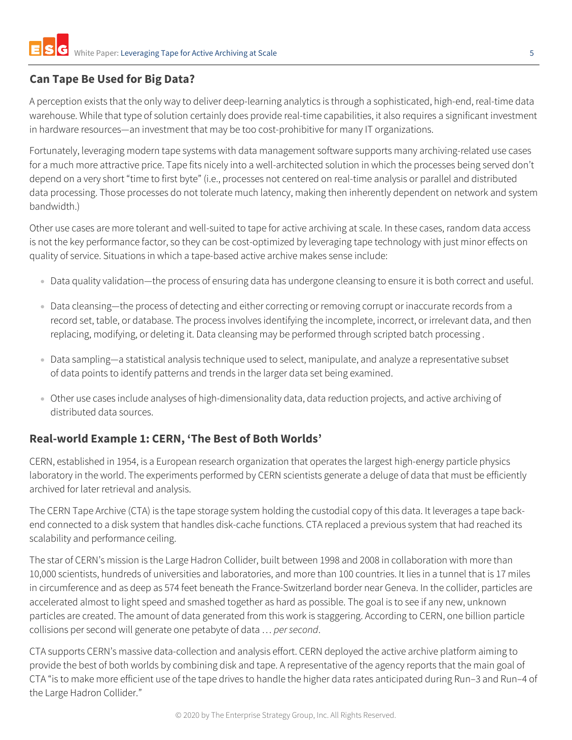## Can Tape Be Used for Big Data?

A perception exists that the only way to deliver deep-learning analytics is through a sophisticated, high-end, real-time data warehouse. While that type of solution certainly does provide real-time capabilities, it also requires a significant investment in hardware resources—an investment that may be too cost-prohibitive for many IT organizations.

Fortunately, leveraging modern tape systems with data management software supports many archiving-related use cases for a much more attractive price. Tape fits nicely into a well-architected solution in which the processes being served don't depend on a very short "time to first byte" (i.e., processes not centered on real-time analysis or parallel and distributed data processing. Those processes do not tolerate much latency, making then inherently dependent on network and system bandwidth.)

Other use cases are more tolerant and well-suited to tape for active archiving at scale. In these cases, random data access is not the key performance factor, so they can be cost-optimized by leveraging tape technology with just minor effects on quality of service. Situations in which a tape-based active archive makes sense include:

- Data quality validation—the process of ensuring data has undergone cleansing to ensure it is both correct and useful.
- Data cleansing—the process of detecting and either correcting or removing corrupt or inaccurate records from a record set, table, or database. The process involves identifying the incomplete, incorrect, or irrelevant data, and then replacing, modifying, or deleting it. Data cleansing may be performed through scripted batch processing .
- Data sampling—a statistical analysis technique used to select, manipulate, and analyze a representative subset of data points to identify patterns and trends in the larger data set being examined.
- Other use cases include analyses of high-dimensionality data, data reduction projects, and active archiving of distributed data sources.

## Real-world Example 1: CERN, 'The Best of Both Worlds'

CERN, established in 1954, is a European research organization that operates the largest high-energy particle physics laboratory in the world. The experiments performed by CERN scientists generate a deluge of data that must be efficiently archived for later retrieval and analysis.

The CERN Tape Archive (CTA) is the tape storage system holding the custodial copy of this data. It leverages a tape back-end connected to a disk system that handles disk-cache functions. CTA replaced a previous system that had reached its scalability and performance ceiling.

The star of CERN's mission is the Large Hadron Collider, built between 1998 and 2008 in collaboration with more than 10,000 scientists, hundreds of universities and laboratories, and more than 100 countries. It lies in a tunnel that is 17 miles in circumference and as deep as 574 feet beneath the France-Switzerland border near Geneva. In the collider, particles are accelerated almost to light speed and smashed together as hard as possible. The goal is to see if any new, unknown particles are created. The amount of data generated from this work is staggering. According to CERN, one billion particle collisions per second will generate one petabyte of data … *per second*.

CTA supports CERN's massive data-collection and analysis effort. CERN deployed the active archive platform aiming to provide the best of both worlds by combining disk and tape. A representative of the agency reports that the main goal of CTA "is to make more efficient use of the tape drives to handle the higher data rates anticipated during Run–3 and Run–4 of the Large Hadron Collider."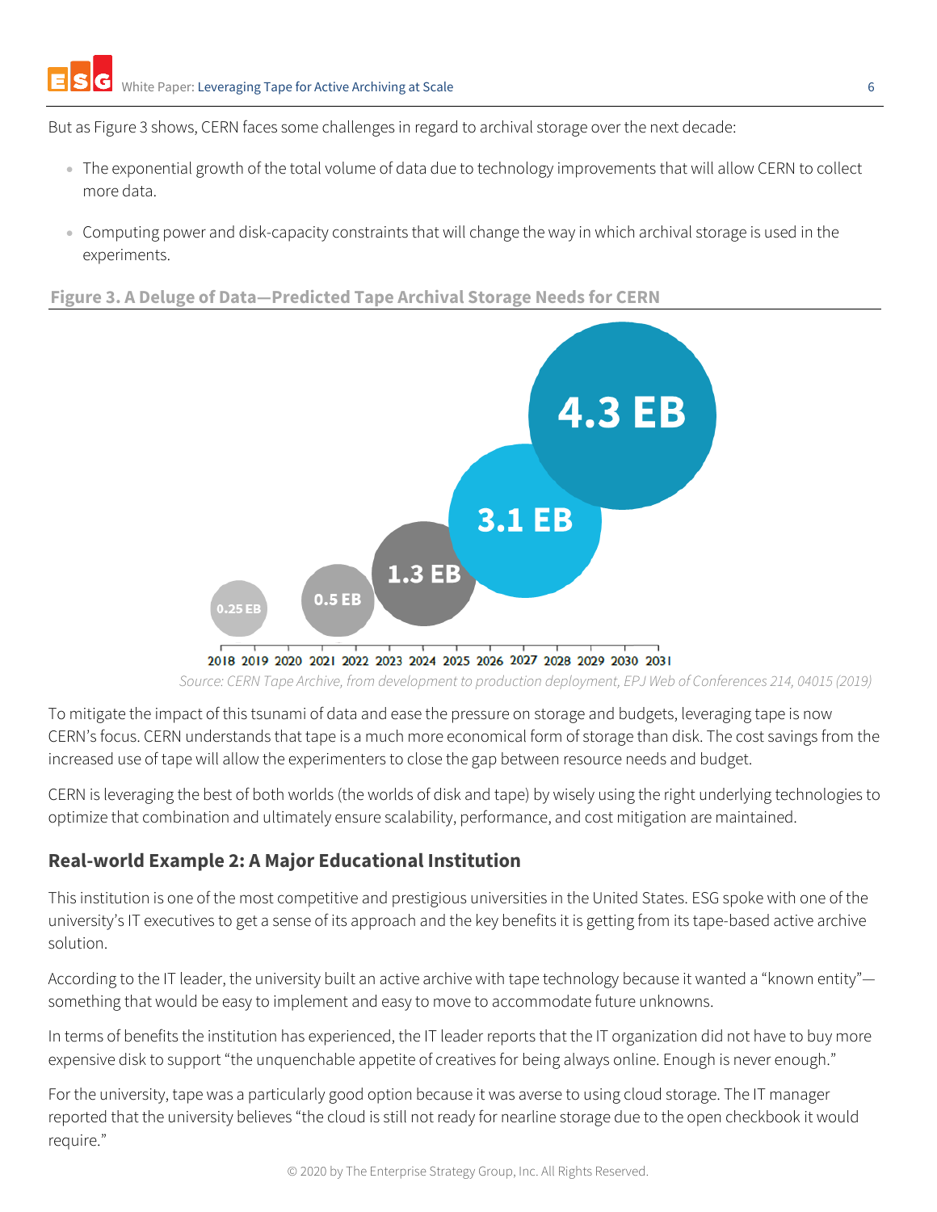But as Figure 3 shows, CERN faces some challenges in regard to archival storage over the next decade:

- The exponential growth of the total volume of data due to technology improvements that will allow CERN to collect more data.
- Computing power and disk-capacity constraints that will change the way in which archival storage is used in the experiments.

**Figure 3. A Deluge of Data—Predicted Tape Archival Storage Needs for CERN**

0.25 EB
0.5 EB
1.3 EB
3.1 EB
4.3 EB

2018 2019 2020 2021 2022 2023 2024 2025 2026 2027 2028 2029 2030 2031

*Source: CERN Tape Archive, from development to production deployment, EPJ Web of Conferences 214, 04015 (2019)*

To mitigate the impact of this tsunami of data and ease the pressure on storage and budgets, leveraging tape is now CERN's focus. CERN understands that tape is a much more economical form of storage than disk. The cost savings from the increased use of tape will allow the experimenters to close the gap between resource needs and budget.

CERN is leveraging the best of both worlds (the worlds of disk and tape) by wisely using the right underlying technologies to optimize that combination and ultimately ensure scalability, performance, and cost mitigation are maintained.

## Real-world Example 2: A Major Educational Institution

This institution is one of the most competitive and prestigious universities in the United States. ESG spoke with one of the university's IT executives to get a sense of its approach and the key benefits it is getting from its tape-based active archive solution.

According to the IT leader, the university built an active archive with tape technology because it wanted a "known entity"—something that would be easy to implement and easy to move to accommodate future unknowns.

In terms of benefits the institution has experienced, the IT leader reports that the IT organization did not have to buy more expensive disk to support "the unquenchable appetite of creatives for being always online. Enough is never enough."

For the university, tape was a particularly good option because it was averse to using cloud storage. The IT manager reported that the university believes "the cloud is still not ready for nearline storage due to the open checkbook it would require."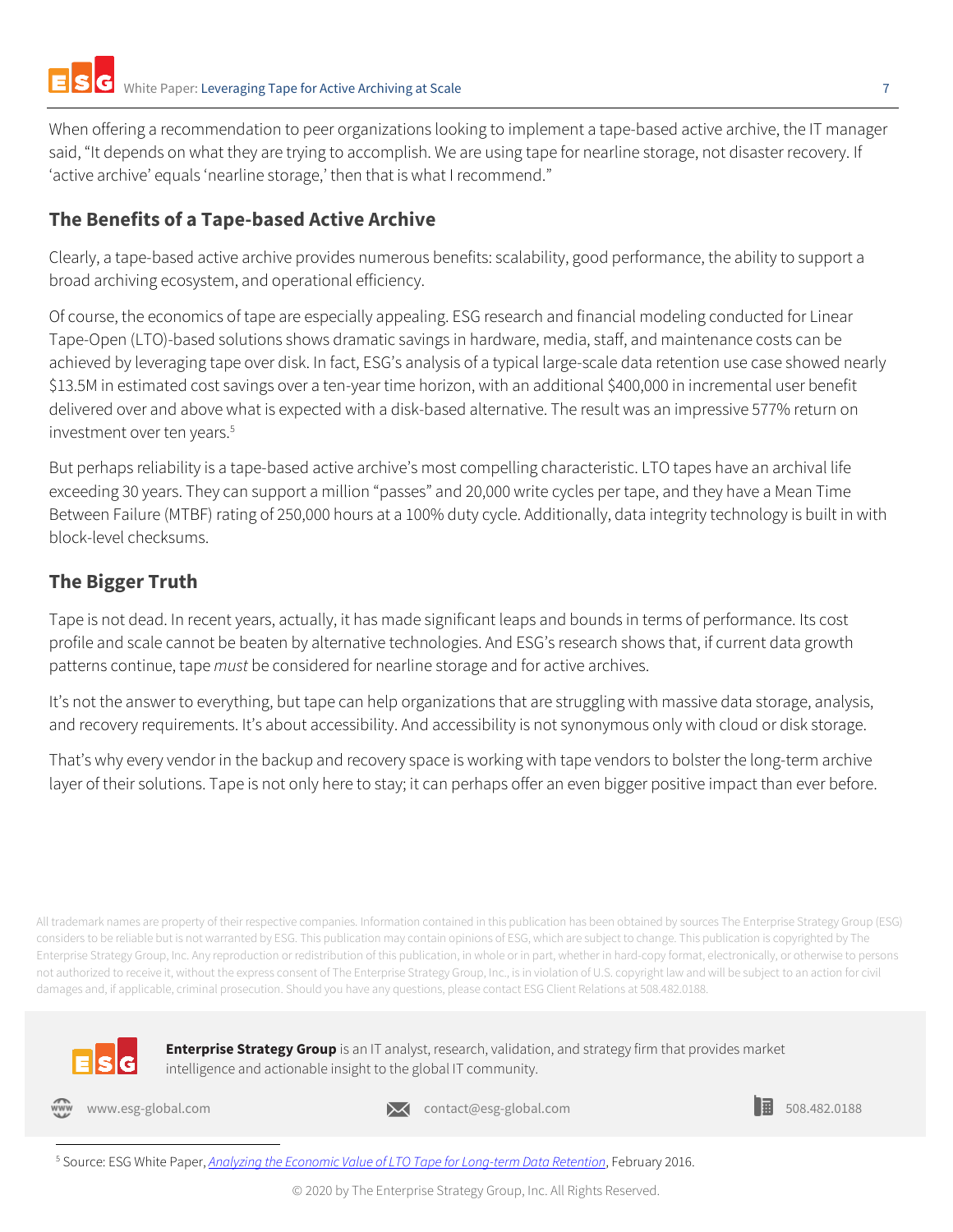When offering a recommendation to peer organizations looking to implement a tape-based active archive, the IT manager said, "It depends on what they are trying to accomplish. We are using tape for nearline storage, not disaster recovery. If 'active archive' equals 'nearline storage,' then that is what I recommend."

## The Benefits of a Tape-based Active Archive

Clearly, a tape-based active archive provides numerous benefits: scalability, good performance, the ability to support a broad archiving ecosystem, and operational efficiency.

Of course, the economics of tape are especially appealing. ESG research and financial modeling conducted for Linear Tape-Open (LTO)-based solutions shows dramatic savings in hardware, media, staff, and maintenance costs can be achieved by leveraging tape over disk. In fact, ESG's analysis of a typical large-scale data retention use case showed nearly $13.5M in estimated cost savings over a ten-year time horizon, with an additional $400,000 in incremental user benefit delivered over and above what is expected with a disk-based alternative. The result was an impressive 577% return on investment over ten years.[5]

But perhaps reliability is a tape-based active archive's most compelling characteristic. LTO tapes have an archival life exceeding 30 years. They can support a million "passes" and 20,000 write cycles per tape, and they have a Mean Time Between Failure (MTBF) rating of 250,000 hours at a 100% duty cycle. Additionally, data integrity technology is built in with block-level checksums.

## The Bigger Truth

Tape is not dead. In recent years, actually, it has made significant leaps and bounds in terms of performance. Its cost profile and scale cannot be beaten by alternative technologies. And ESG's research shows that, if current data growth patterns continue, tape *must* be considered for nearline storage and for active archives.

It's not the answer to everything, but tape can help organizations that are struggling with massive data storage, analysis, and recovery requirements. It's about accessibility. And accessibility is not synonymous only with cloud or disk storage.

That's why every vendor in the backup and recovery space is working with tape vendors to bolster the long-term archive layer of their solutions. Tape is not only here to stay; it can perhaps offer an even bigger positive impact than ever before.

All trademark names are property of their respective companies. Information contained in this publication has been obtained by sources The Enterprise Strategy Group (ESG) considers to be reliable but is not warranted by ESG. This publication may contain opinions of ESG, which are subject to change. This publication is copyrighted by The Enterprise Strategy Group, Inc. Any reproduction or redistribution of this publication, in whole or in part, whether in hard-copy format, electronically, or otherwise to persons not authorized to receive it, without the express consent of The Enterprise Strategy Group, Inc., is in violation of U.S. copyright law and will be subject to an action for civil damages and, if applicable, criminal prosecution. Should you have any questions, please contact ESG Client Relations at 508.482.0188.

**Enterprise Strategy Group** is an IT analyst, research, validation, and strategy firm that provides market intelligence and actionable insight to the global IT community.

www.esg-global.com

contact@esg-global.com

508.482.0188

[5] Source: ESG White Paper, *Analyzing the Economic Value of LTO Tape for Long-term Data Retention*, February 2016.

© 2020 by The Enterprise Strategy Group, Inc. All Rights Reserved.